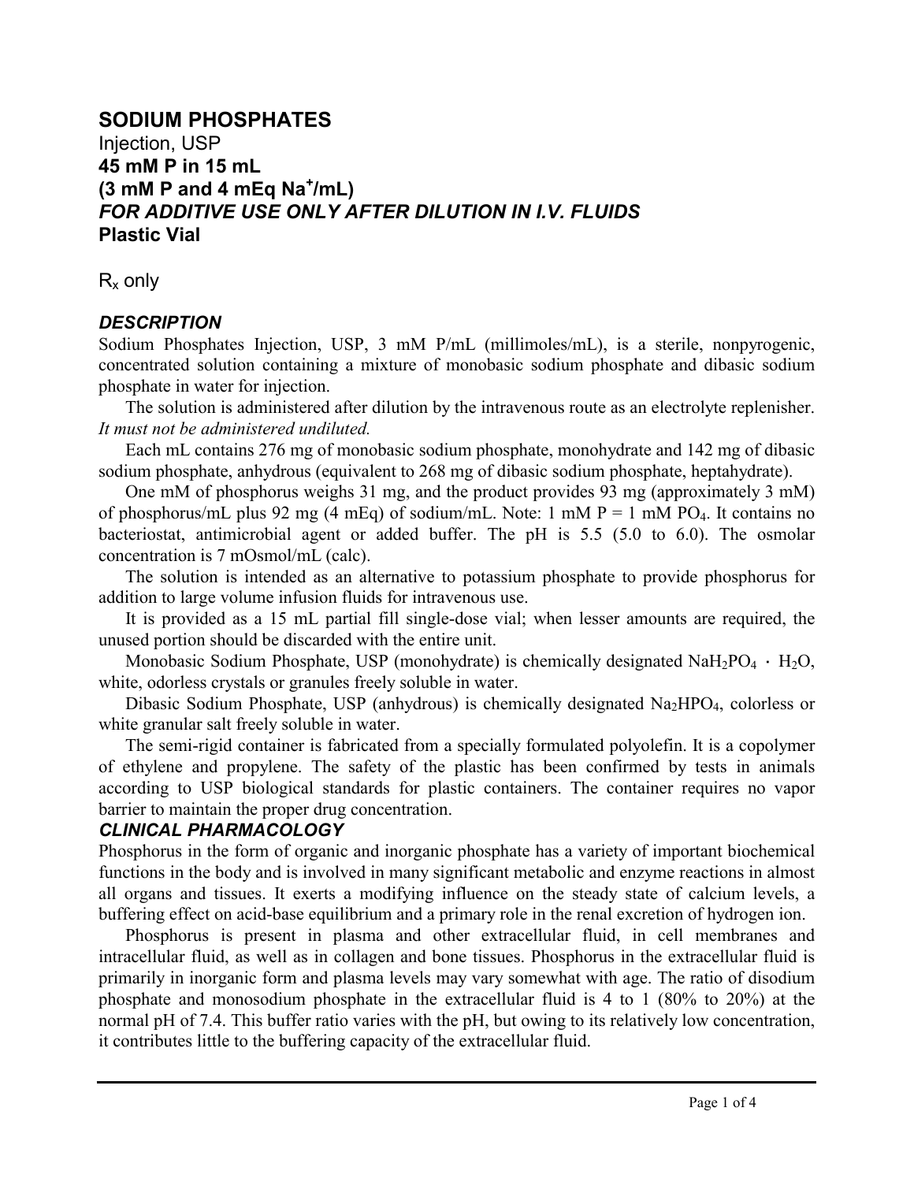# SODIUM PHOSPHATES

Injection, USP

**45 mM P in 15 mL**

**(3 mM P and 4 mEq $Na^+$/mL)**

***FOR ADDITIVE USE ONLY AFTER DILUTION IN I.V. FLUIDS***

**Plastic Vial**

$R_x$ only

## *DESCRIPTION*

Sodium Phosphates Injection, USP, 3 mM P/mL (millimoles/mL), is a sterile, nonpyrogenic, concentrated solution containing a mixture of monobasic sodium phosphate and dibasic sodium phosphate in water for injection.

The solution is administered after dilution by the intravenous route as an electrolyte replenisher. *It must not be administered undiluted.*

Each mL contains 276 mg of monobasic sodium phosphate, monohydrate and 142 mg of dibasic sodium phosphate, anhydrous (equivalent to 268 mg of dibasic sodium phosphate, heptahydrate).

One mM of phosphorus weighs 31 mg, and the product provides 93 mg (approximately 3 mM) of phosphorus/mL plus 92 mg (4 mEq) of sodium/mL. Note: 1 mM P = 1 mM $PO_4$. It contains no bacteriostat, antimicrobial agent or added buffer. The pH is 5.5 (5.0 to 6.0). The osmolar concentration is 7 mOsmol/mL (calc).

The solution is intended as an alternative to potassium phosphate to provide phosphorus for addition to large volume infusion fluids for intravenous use.

It is provided as a 15 mL partial fill single-dose vial; when lesser amounts are required, the unused portion should be discarded with the entire unit.

Monobasic Sodium Phosphate, USP (monohydrate) is chemically designated $NaH_2PO_4 \cdot H_2O$, white, odorless crystals or granules freely soluble in water.

Dibasic Sodium Phosphate, USP (anhydrous) is chemically designated $Na_2HPO_4$, colorless or white granular salt freely soluble in water.

The semi-rigid container is fabricated from a specially formulated polyolefin. It is a copolymer of ethylene and propylene. The safety of the plastic has been confirmed by tests in animals according to USP biological standards for plastic containers. The container requires no vapor barrier to maintain the proper drug concentration.

## *CLINICAL PHARMACOLOGY*

Phosphorus in the form of organic and inorganic phosphate has a variety of important biochemical functions in the body and is involved in many significant metabolic and enzyme reactions in almost all organs and tissues. It exerts a modifying influence on the steady state of calcium levels, a buffering effect on acid-base equilibrium and a primary role in the renal excretion of hydrogen ion.

Phosphorus is present in plasma and other extracellular fluid, in cell membranes and intracellular fluid, as well as in collagen and bone tissues. Phosphorus in the extracellular fluid is primarily in inorganic form and plasma levels may vary somewhat with age. The ratio of disodium phosphate and monosodium phosphate in the extracellular fluid is 4 to 1 (80% to 20%) at the normal pH of 7.4. This buffer ratio varies with the pH, but owing to its relatively low concentration, it contributes little to the buffering capacity of the extracellular fluid.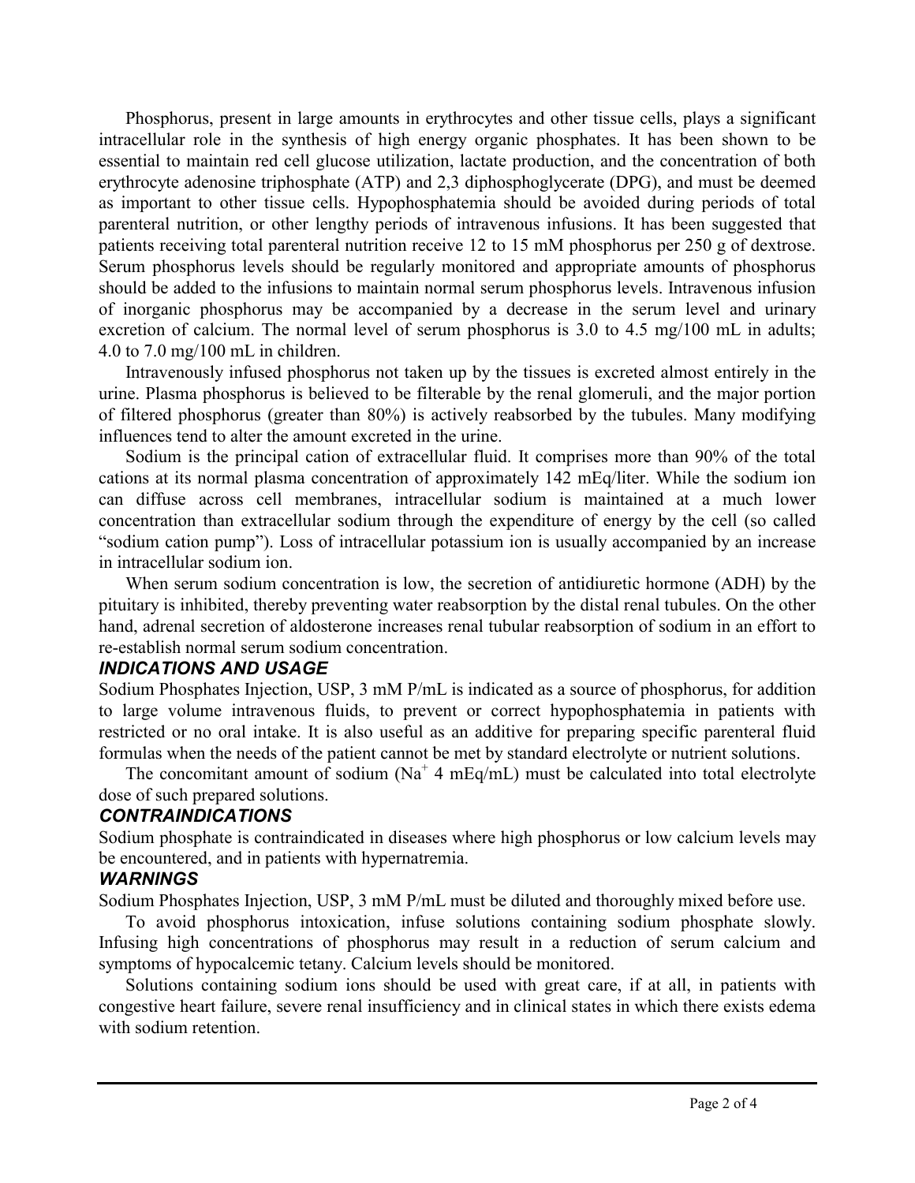Phosphorus, present in large amounts in erythrocytes and other tissue cells, plays a significant intracellular role in the synthesis of high energy organic phosphates. It has been shown to be essential to maintain red cell glucose utilization, lactate production, and the concentration of both erythrocyte adenosine triphosphate (ATP) and 2,3 diphosphoglycerate (DPG), and must be deemed as important to other tissue cells. Hypophosphatemia should be avoided during periods of total parenteral nutrition, or other lengthy periods of intravenous infusions. It has been suggested that patients receiving total parenteral nutrition receive 12 to 15 mM phosphorus per 250 g of dextrose. Serum phosphorus levels should be regularly monitored and appropriate amounts of phosphorus should be added to the infusions to maintain normal serum phosphorus levels. Intravenous infusion of inorganic phosphorus may be accompanied by a decrease in the serum level and urinary excretion of calcium. The normal level of serum phosphorus is 3.0 to 4.5 mg/100 mL in adults; 4.0 to 7.0 mg/100 mL in children.

Intravenously infused phosphorus not taken up by the tissues is excreted almost entirely in the urine. Plasma phosphorus is believed to be filterable by the renal glomeruli, and the major portion of filtered phosphorus (greater than 80%) is actively reabsorbed by the tubules. Many modifying influences tend to alter the amount excreted in the urine.

Sodium is the principal cation of extracellular fluid. It comprises more than 90% of the total cations at its normal plasma concentration of approximately 142 mEq/liter. While the sodium ion can diffuse across cell membranes, intracellular sodium is maintained at a much lower concentration than extracellular sodium through the expenditure of energy by the cell (so called "sodium cation pump"). Loss of intracellular potassium ion is usually accompanied by an increase in intracellular sodium ion.

When serum sodium concentration is low, the secretion of antidiuretic hormone (ADH) by the pituitary is inhibited, thereby preventing water reabsorption by the distal renal tubules. On the other hand, adrenal secretion of aldosterone increases renal tubular reabsorption of sodium in an effort to re-establish normal serum sodium concentration.

## *INDICATIONS AND USAGE*

Sodium Phosphates Injection, USP, 3 mM P/mL is indicated as a source of phosphorus, for addition to large volume intravenous fluids, to prevent or correct hypophosphatemia in patients with restricted or no oral intake. It is also useful as an additive for preparing specific parenteral fluid formulas when the needs of the patient cannot be met by standard electrolyte or nutrient solutions.

The concomitant amount of sodium ($Na^+$ 4 mEq/mL) must be calculated into total electrolyte dose of such prepared solutions.

## *CONTRAINDICATIONS*

Sodium phosphate is contraindicated in diseases where high phosphorus or low calcium levels may be encountered, and in patients with hypernatremia.

## *WARNINGS*

Sodium Phosphates Injection, USP, 3 mM P/mL must be diluted and thoroughly mixed before use.

To avoid phosphorus intoxication, infuse solutions containing sodium phosphate slowly. Infusing high concentrations of phosphorus may result in a reduction of serum calcium and symptoms of hypocalcemic tetany. Calcium levels should be monitored.

Solutions containing sodium ions should be used with great care, if at all, in patients with congestive heart failure, severe renal insufficiency and in clinical states in which there exists edema with sodium retention.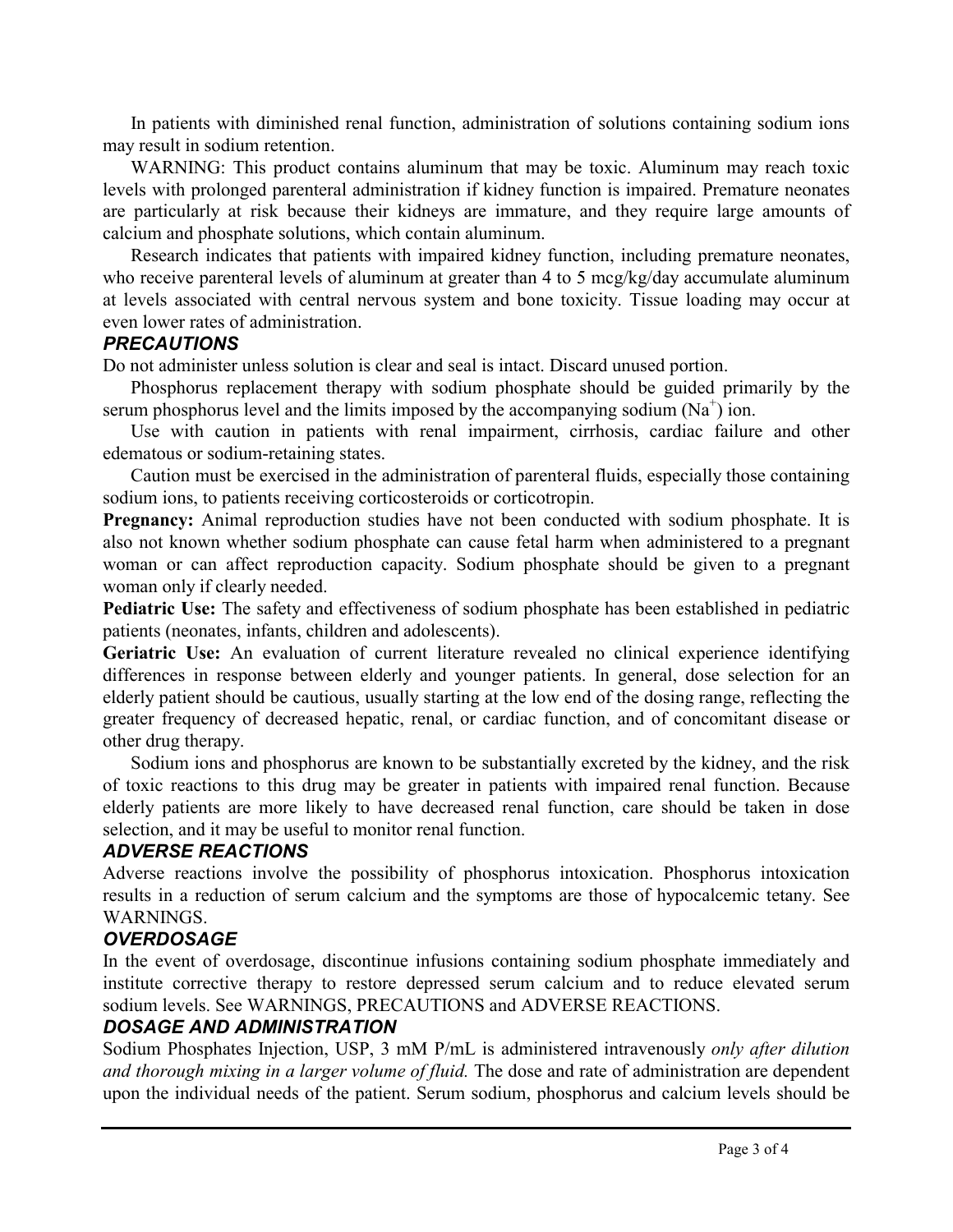In patients with diminished renal function, administration of solutions containing sodium ions may result in sodium retention.

WARNING: This product contains aluminum that may be toxic. Aluminum may reach toxic levels with prolonged parenteral administration if kidney function is impaired. Premature neonates are particularly at risk because their kidneys are immature, and they require large amounts of calcium and phosphate solutions, which contain aluminum.

Research indicates that patients with impaired kidney function, including premature neonates, who receive parenteral levels of aluminum at greater than 4 to 5 mcg/kg/day accumulate aluminum at levels associated with central nervous system and bone toxicity. Tissue loading may occur at even lower rates of administration.

### *PRECAUTIONS*

Do not administer unless solution is clear and seal is intact. Discard unused portion.

Phosphorus replacement therapy with sodium phosphate should be guided primarily by the serum phosphorus level and the limits imposed by the accompanying sodium ($Na^+$) ion.

Use with caution in patients with renal impairment, cirrhosis, cardiac failure and other edematous or sodium-retaining states.

Caution must be exercised in the administration of parenteral fluids, especially those containing sodium ions, to patients receiving corticosteroids or corticotropin.

**Pregnancy:** Animal reproduction studies have not been conducted with sodium phosphate. It is also not known whether sodium phosphate can cause fetal harm when administered to a pregnant woman or can affect reproduction capacity. Sodium phosphate should be given to a pregnant woman only if clearly needed.

**Pediatric Use:** The safety and effectiveness of sodium phosphate has been established in pediatric patients (neonates, infants, children and adolescents).

**Geriatric Use:** An evaluation of current literature revealed no clinical experience identifying differences in response between elderly and younger patients. In general, dose selection for an elderly patient should be cautious, usually starting at the low end of the dosing range, reflecting the greater frequency of decreased hepatic, renal, or cardiac function, and of concomitant disease or other drug therapy.

Sodium ions and phosphorus are known to be substantially excreted by the kidney, and the risk of toxic reactions to this drug may be greater in patients with impaired renal function. Because elderly patients are more likely to have decreased renal function, care should be taken in dose selection, and it may be useful to monitor renal function.

### *ADVERSE REACTIONS*

Adverse reactions involve the possibility of phosphorus intoxication. Phosphorus intoxication results in a reduction of serum calcium and the symptoms are those of hypocalcemic tetany. See WARNINGS.

### *OVERDOSAGE*

In the event of overdosage, discontinue infusions containing sodium phosphate immediately and institute corrective therapy to restore depressed serum calcium and to reduce elevated serum sodium levels. See WARNINGS, PRECAUTIONS and ADVERSE REACTIONS.

### *DOSAGE AND ADMINISTRATION*

Sodium Phosphates Injection, USP, 3 mM P/mL is administered intravenously *only after dilution and thorough mixing in a larger volume of fluid.* The dose and rate of administration are dependent upon the individual needs of the patient. Serum sodium, phosphorus and calcium levels should be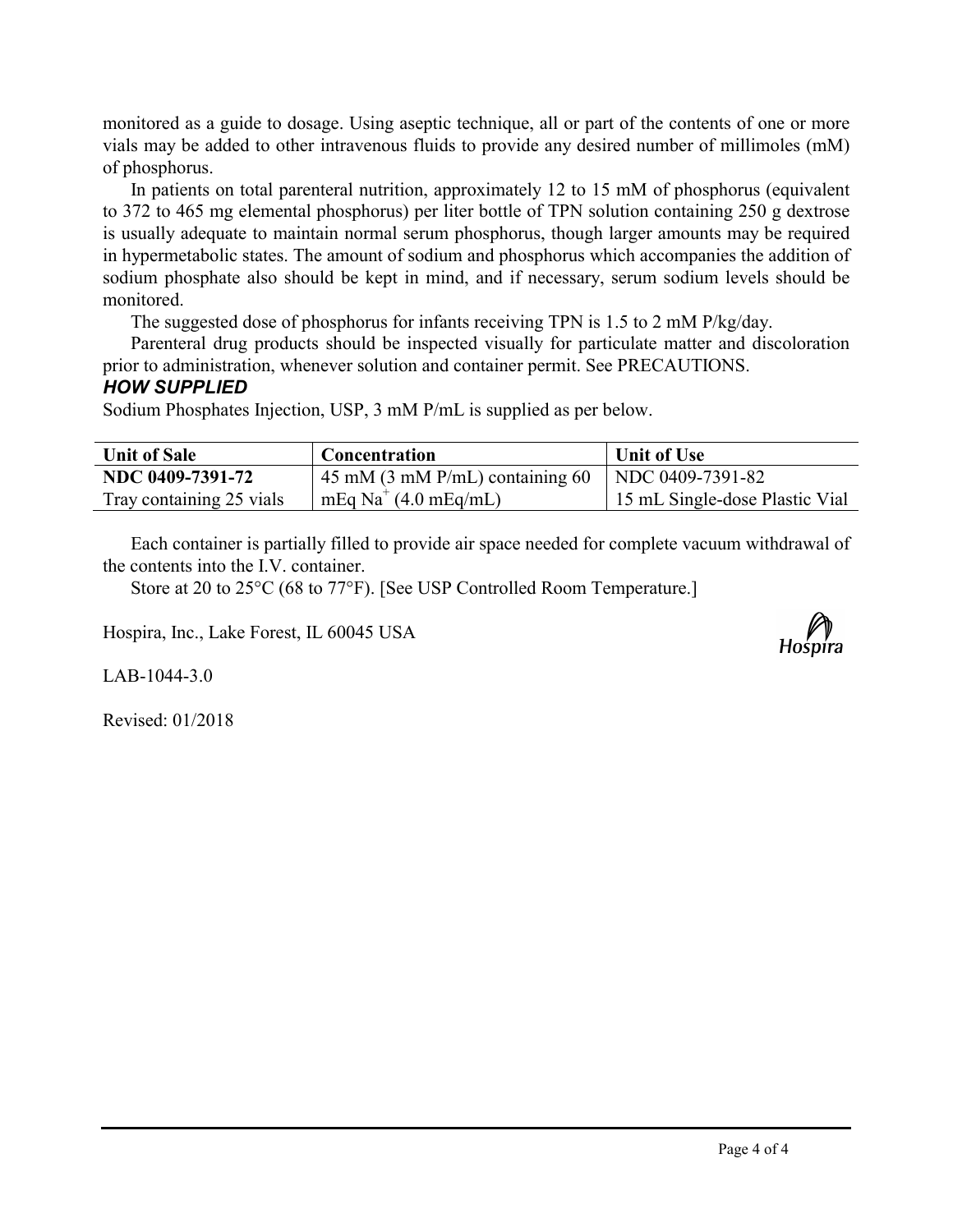monitored as a guide to dosage. Using aseptic technique, all or part of the contents of one or more vials may be added to other intravenous fluids to provide any desired number of millimoles (mM) of phosphorus.

In patients on total parenteral nutrition, approximately 12 to 15 mM of phosphorus (equivalent to 372 to 465 mg elemental phosphorus) per liter bottle of TPN solution containing 250 g dextrose is usually adequate to maintain normal serum phosphorus, though larger amounts may be required in hypermetabolic states. The amount of sodium and phosphorus which accompanies the addition of sodium phosphate also should be kept in mind, and if necessary, serum sodium levels should be monitored.

The suggested dose of phosphorus for infants receiving TPN is 1.5 to 2 mM P/kg/day.

Parenteral drug products should be inspected visually for particulate matter and discoloration prior to administration, whenever solution and container permit. See PRECAUTIONS.

## ***HOW SUPPLIED***

Sodium Phosphates Injection, USP, 3 mM P/mL is supplied as per below.

| Unit of Sale | Concentration | Unit of Use |
|---|---|---|
| **NDC 0409-7391-72**<br>Tray containing 25 vials | 45 mM (3 mM P/mL) containing 60 mEq $Na^+$ (4.0 mEq/mL) | NDC 0409-7391-82<br>15 mL Single-dose Plastic Vial |

Each container is partially filled to provide air space needed for complete vacuum withdrawal of the contents into the I.V. container.

Store at 20 to 25°C (68 to 77°F). [See USP Controlled Room Temperature.]

Hospira, Inc., Lake Forest, IL 60045 USA

Hospira

LAB-1044-3.0

Revised: 01/2018